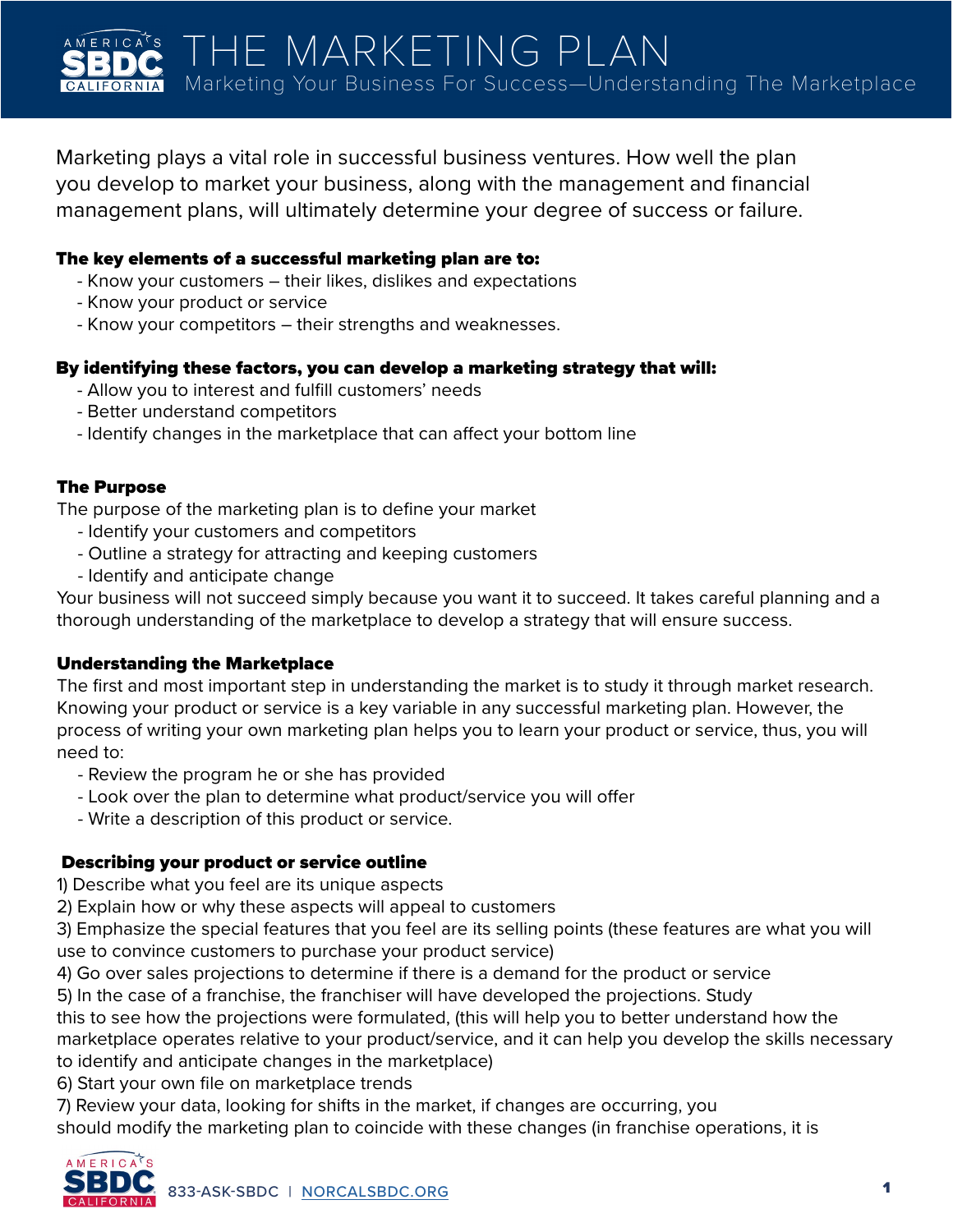# THE MARKETING PLAN

## Marketing Your Business For Success—Understanding The Marketplace

Marketing plays a vital role in successful business ventures. How well the plan you develop to market your business, along with the management and financial management plans, will ultimately determine your degree of success or failure.

**The key elements of a successful marketing plan are to:**

- Know your customers – their likes, dislikes and expectations
- Know your product or service
- Know your competitors – their strengths and weaknesses.

**By identifying these factors, you can develop a marketing strategy that will:**

- Allow you to interest and fulfill customers' needs
- Better understand competitors
- Identify changes in the marketplace that can affect your bottom line

### The Purpose

The purpose of the marketing plan is to define your market

- Identify your customers and competitors
- Outline a strategy for attracting and keeping customers
- Identify and anticipate change

Your business will not succeed simply because you want it to succeed. It takes careful planning and a thorough understanding of the marketplace to develop a strategy that will ensure success.

### Understanding the Marketplace

The first and most important step in understanding the market is to study it through market research. Knowing your product or service is a key variable in any successful marketing plan. However, the process of writing your own marketing plan helps you to learn your product or service, thus, you will need to:

- Review the program he or she has provided
- Look over the plan to determine what product/service you will offer
- Write a description of this product or service.

### Describing your product or service outline

1) Describe what you feel are its unique aspects
2) Explain how or why these aspects will appeal to customers
3) Emphasize the special features that you feel are its selling points (these features are what you will use to convince customers to purchase your product service)
4) Go over sales projections to determine if there is a demand for the product or service
5) In the case of a franchise, the franchiser will have developed the projections. Study this to see how the projections were formulated, (this will help you to better understand how the marketplace operates relative to your product/service, and it can help you develop the skills necessary to identify and anticipate changes in the marketplace)
6) Start your own file on marketplace trends
7) Review your data, looking for shifts in the market, if changes are occurring, you should modify the marketing plan to coincide with these changes (in franchise operations, it is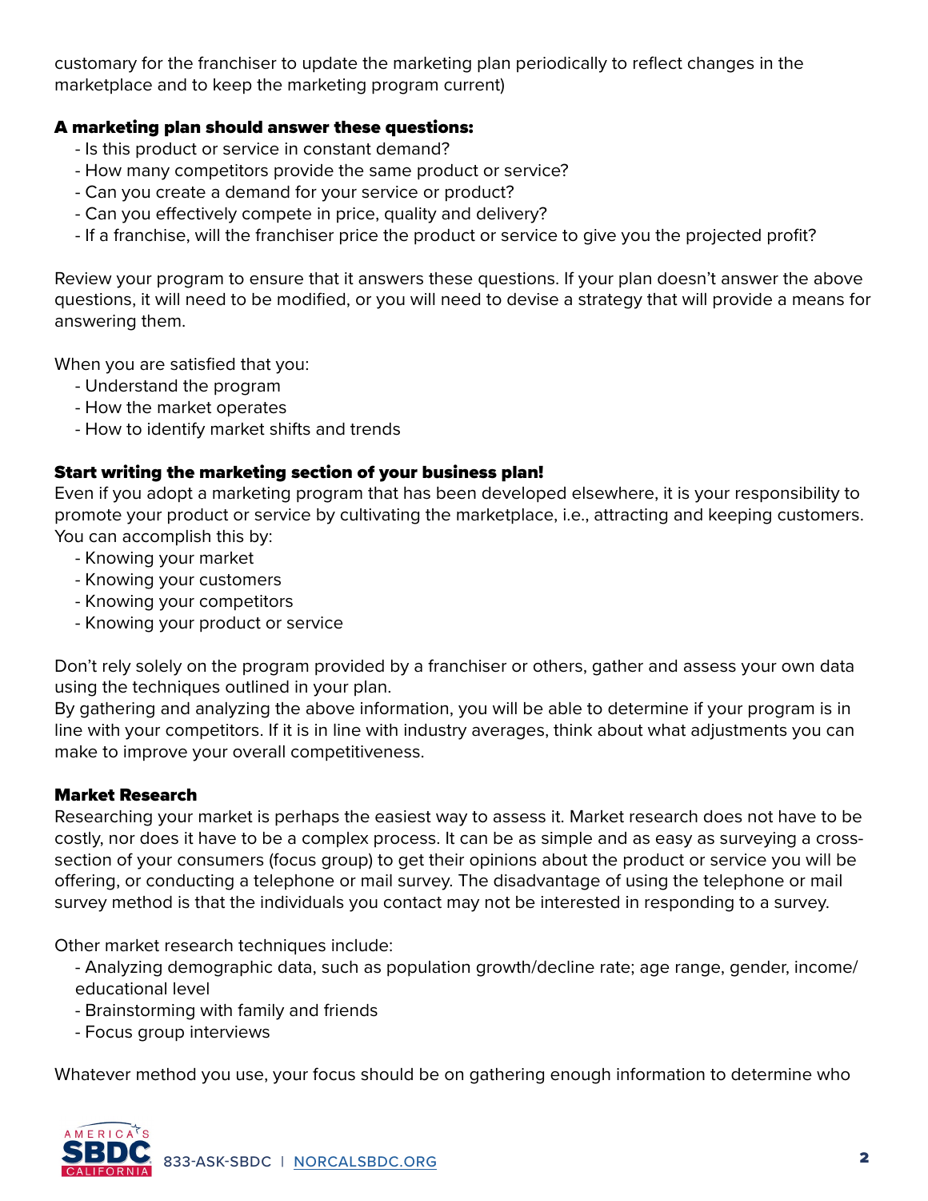customary for the franchiser to update the marketing plan periodically to reflect changes in the marketplace and to keep the marketing program current)

**A marketing plan should answer these questions:**

- Is this product or service in constant demand?
- How many competitors provide the same product or service?
- Can you create a demand for your service or product?
- Can you effectively compete in price, quality and delivery?
- If a franchise, will the franchiser price the product or service to give you the projected profit?

Review your program to ensure that it answers these questions. If your plan doesn't answer the above questions, it will need to be modified, or you will need to devise a strategy that will provide a means for answering them.

When you are satisfied that you:

- Understand the program
- How the market operates
- How to identify market shifts and trends

**Start writing the marketing section of your business plan!**

Even if you adopt a marketing program that has been developed elsewhere, it is your responsibility to promote your product or service by cultivating the marketplace, i.e., attracting and keeping customers. You can accomplish this by:

- Knowing your market
- Knowing your customers
- Knowing your competitors
- Knowing your product or service

Don't rely solely on the program provided by a franchiser or others, gather and assess your own data using the techniques outlined in your plan.
By gathering and analyzing the above information, you will be able to determine if your program is in line with your competitors. If it is in line with industry averages, think about what adjustments you can make to improve your overall competitiveness.

**Market Research**

Researching your market is perhaps the easiest way to assess it. Market research does not have to be costly, nor does it have to be a complex process. It can be as simple and as easy as surveying a cross-section of your consumers (focus group) to get their opinions about the product or service you will be offering, or conducting a telephone or mail survey. The disadvantage of using the telephone or mail survey method is that the individuals you contact may not be interested in responding to a survey.

Other market research techniques include:

- Analyzing demographic data, such as population growth/decline rate; age range, gender, income/educational level
- Brainstorming with family and friends
- Focus group interviews

Whatever method you use, your focus should be on gathering enough information to determine who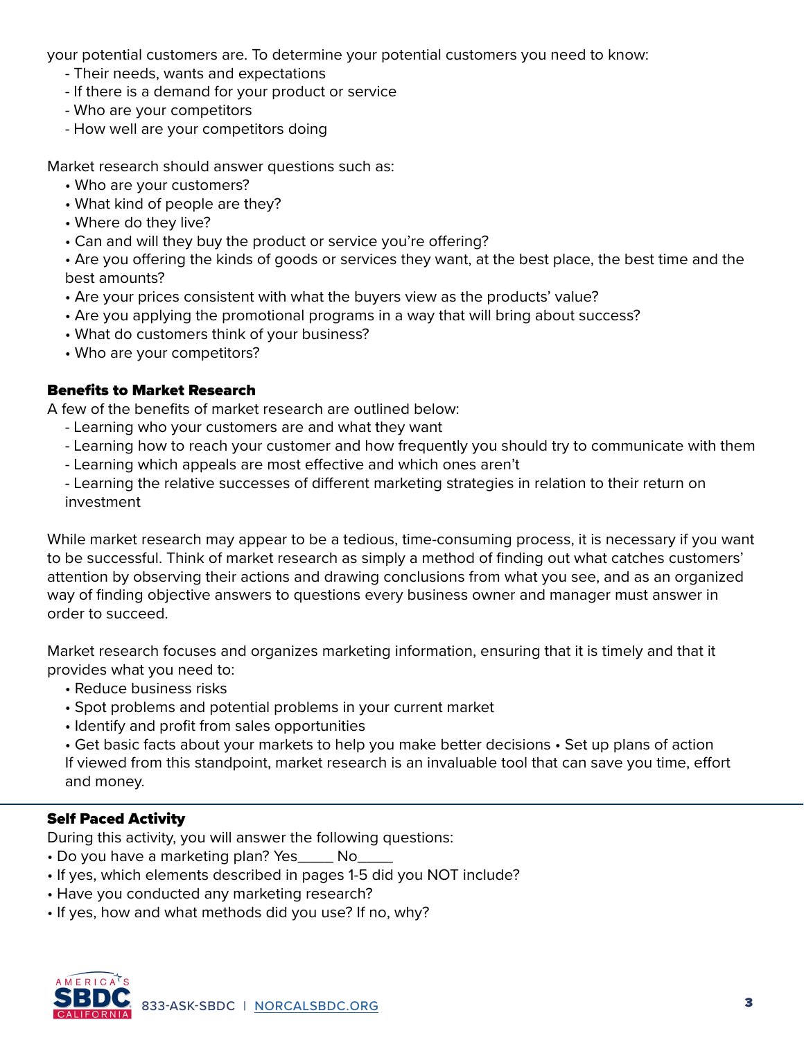your potential customers are. To determine your potential customers you need to know:

- Their needs, wants and expectations
- If there is a demand for your product or service
- Who are your competitors
- How well are your competitors doing

Market research should answer questions such as:

- Who are your customers?
- What kind of people are they?
- Where do they live?
- Can and will they buy the product or service you're offering?
- Are you offering the kinds of goods or services they want, at the best place, the best time and the best amounts?
- Are your prices consistent with what the buyers view as the products' value?
- Are you applying the promotional programs in a way that will bring about success?
- What do customers think of your business?
- Who are your competitors?

### Benefits to Market Research

A few of the benefits of market research are outlined below:

- Learning who your customers are and what they want
- Learning how to reach your customer and how frequently you should try to communicate with them
- Learning which appeals are most effective and which ones aren't
- Learning the relative successes of different marketing strategies in relation to their return on investment

While market research may appear to be a tedious, time-consuming process, it is necessary if you want to be successful. Think of market research as simply a method of finding out what catches customers' attention by observing their actions and drawing conclusions from what you see, and as an organized way of finding objective answers to questions every business owner and manager must answer in order to succeed.

Market research focuses and organizes marketing information, ensuring that it is timely and that it provides what you need to:

- Reduce business risks
- Spot problems and potential problems in your current market
- Identify and profit from sales opportunities
- Get basic facts about your markets to help you make better decisions • Set up plans of action

If viewed from this standpoint, market research is an invaluable tool that can save you time, effort and money.

---

### Self Paced Activity

During this activity, you will answer the following questions:

- Do you have a marketing plan? Yes_____ No_____
- If yes, which elements described in pages 1-5 did you NOT include?
- Have you conducted any marketing research?
- If yes, how and what methods did you use? If no, why?